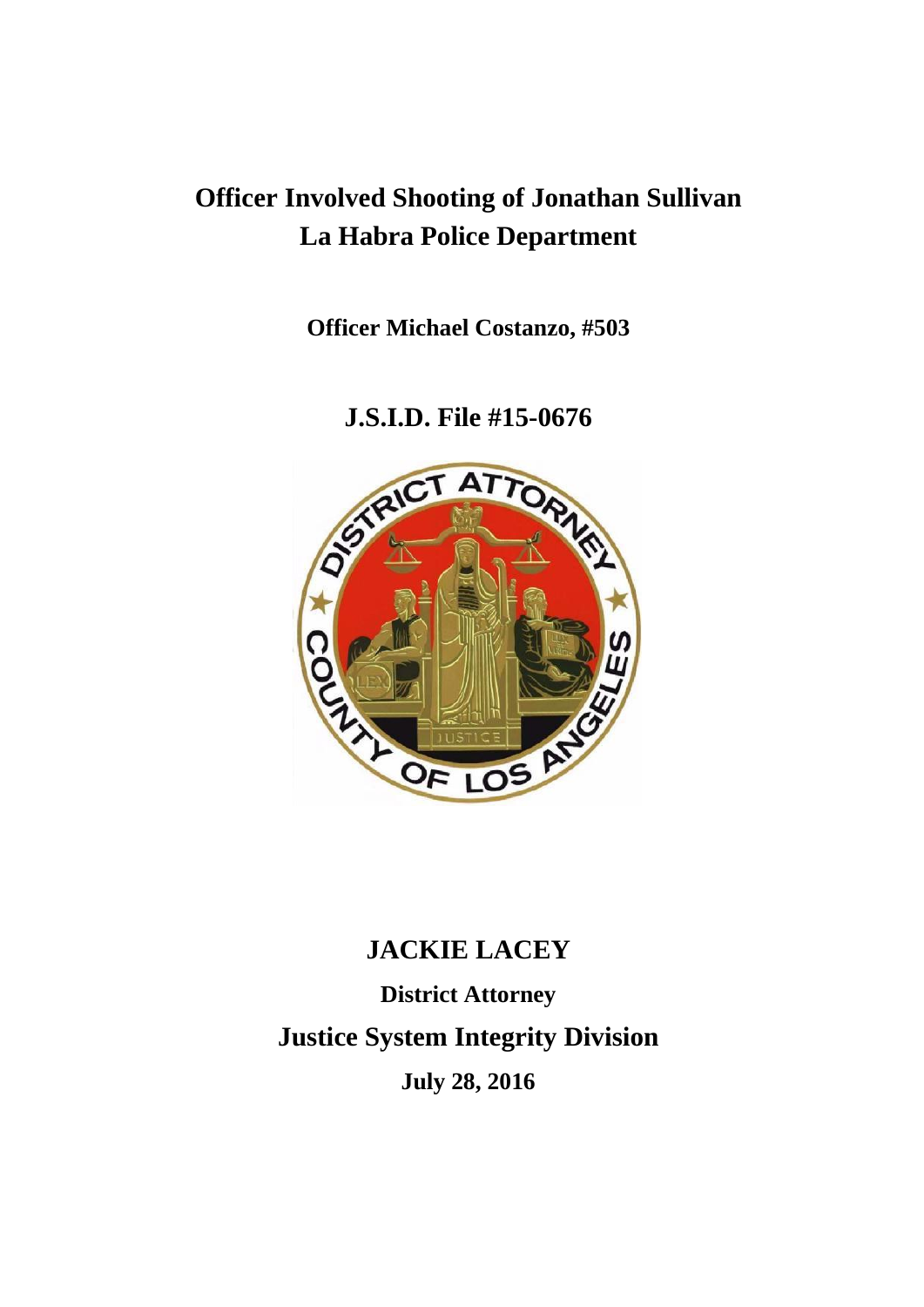# Officer Involved Shooting of Jonathan Sullivan
# La Habra Police Department

**Officer Michael Costanzo, #503**

## J.S.I.D. File #15-0676

## JACKIE LACEY

**District Attorney**

## Justice System Integrity Division

**July 28, 2016**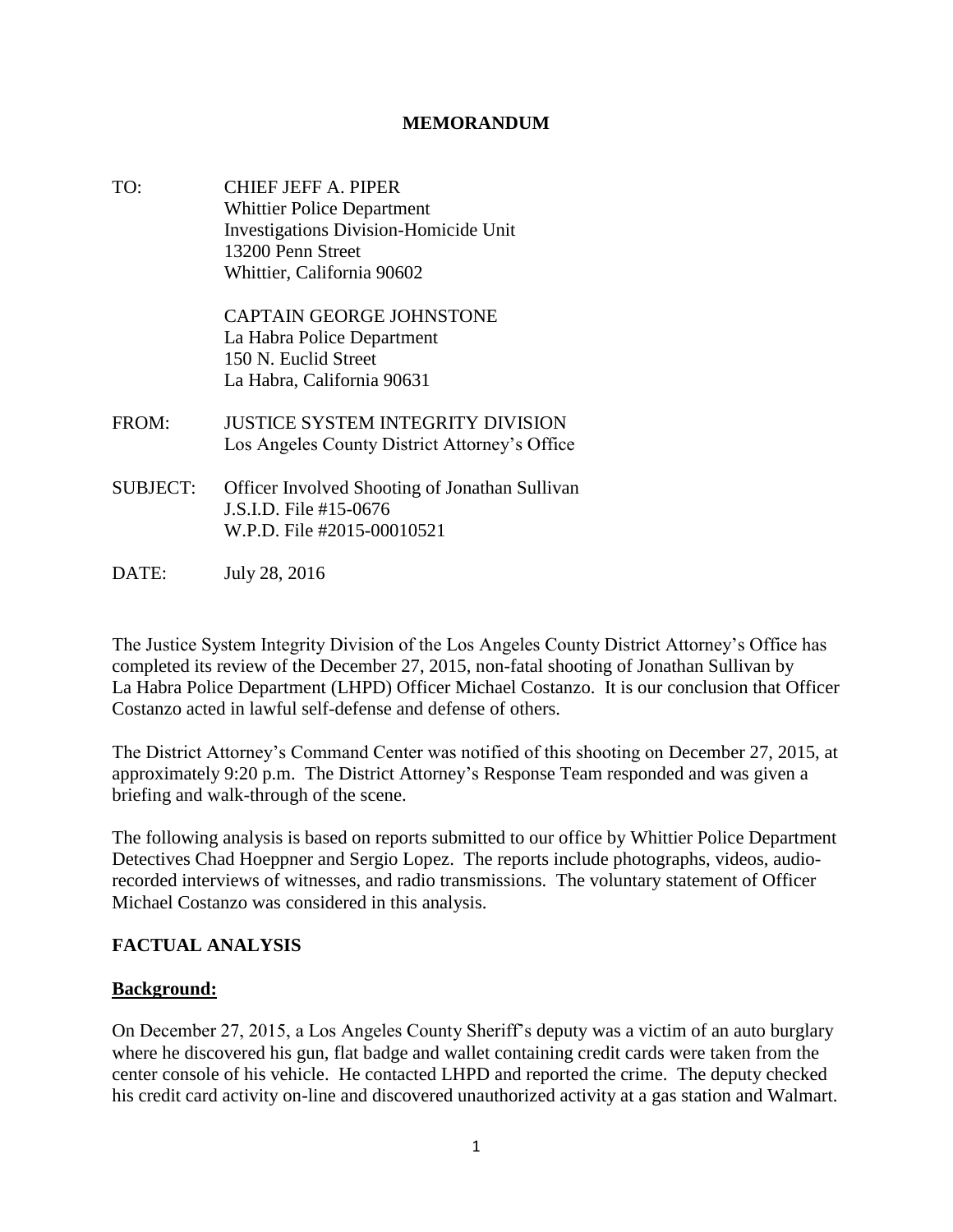**MEMORANDUM**

TO: CHIEF JEFF A. PIPER
Whittier Police Department
Investigations Division-Homicide Unit
13200 Penn Street
Whittier, California 90602

CAPTAIN GEORGE JOHNSTONE
La Habra Police Department
150 N. Euclid Street
La Habra, California 90631

FROM: JUSTICE SYSTEM INTEGRITY DIVISION
Los Angeles County District Attorney's Office

SUBJECT: Officer Involved Shooting of Jonathan Sullivan
J.S.I.D. File #15-0676
W.P.D. File #2015-00010521

DATE: July 28, 2016

The Justice System Integrity Division of the Los Angeles County District Attorney's Office has completed its review of the December 27, 2015, non-fatal shooting of Jonathan Sullivan by La Habra Police Department (LHPD) Officer Michael Costanzo. It is our conclusion that Officer Costanzo acted in lawful self-defense and defense of others.

The District Attorney's Command Center was notified of this shooting on December 27, 2015, at approximately 9:20 p.m. The District Attorney's Response Team responded and was given a briefing and walk-through of the scene.

The following analysis is based on reports submitted to our office by Whittier Police Department Detectives Chad Hoeppner and Sergio Lopez. The reports include photographs, videos, audio-recorded interviews of witnesses, and radio transmissions. The voluntary statement of Officer Michael Costanzo was considered in this analysis.

## FACTUAL ANALYSIS

### Background:

On December 27, 2015, a Los Angeles County Sheriff's deputy was a victim of an auto burglary where he discovered his gun, flat badge and wallet containing credit cards were taken from the center console of his vehicle. He contacted LHPD and reported the crime. The deputy checked his credit card activity on-line and discovered unauthorized activity at a gas station and Walmart.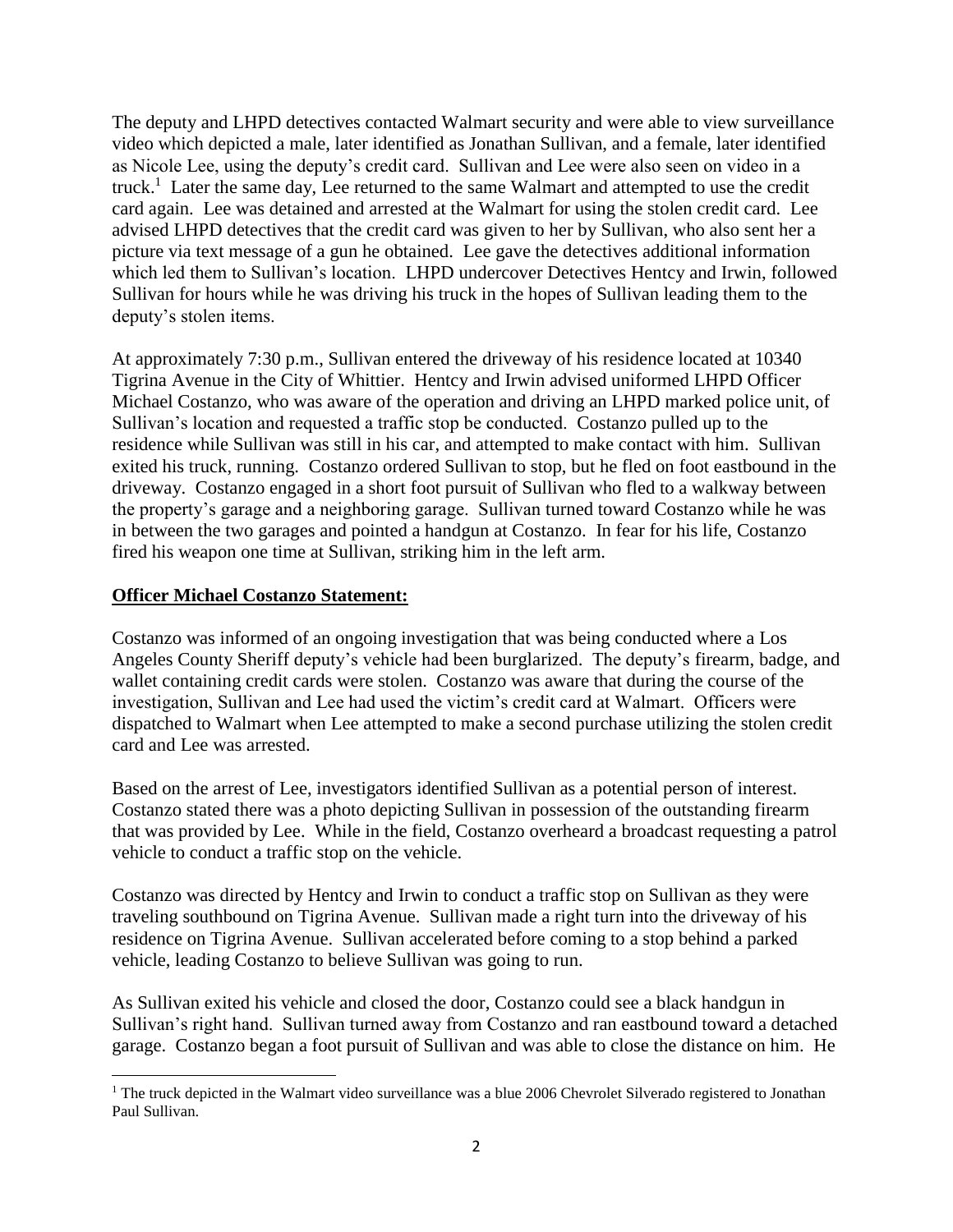The deputy and LHPD detectives contacted Walmart security and were able to view surveillance video which depicted a male, later identified as Jonathan Sullivan, and a female, later identified as Nicole Lee, using the deputy's credit card. Sullivan and Lee were also seen on video in a truck.[1] Later the same day, Lee returned to the same Walmart and attempted to use the credit card again. Lee was detained and arrested at the Walmart for using the stolen credit card. Lee advised LHPD detectives that the credit card was given to her by Sullivan, who also sent her a picture via text message of a gun he obtained. Lee gave the detectives additional information which led them to Sullivan's location. LHPD undercover Detectives Hentcy and Irwin, followed Sullivan for hours while he was driving his truck in the hopes of Sullivan leading them to the deputy's stolen items.

At approximately 7:30 p.m., Sullivan entered the driveway of his residence located at 10340 Tigrina Avenue in the City of Whittier. Hentcy and Irwin advised uniformed LHPD Officer Michael Costanzo, who was aware of the operation and driving an LHPD marked police unit, of Sullivan's location and requested a traffic stop be conducted. Costanzo pulled up to the residence while Sullivan was still in his car, and attempted to make contact with him. Sullivan exited his truck, running. Costanzo ordered Sullivan to stop, but he fled on foot eastbound in the driveway. Costanzo engaged in a short foot pursuit of Sullivan who fled to a walkway between the property's garage and a neighboring garage. Sullivan turned toward Costanzo while he was in between the two garages and pointed a handgun at Costanzo. In fear for his life, Costanzo fired his weapon one time at Sullivan, striking him in the left arm.

**Officer Michael Costanzo Statement:**

Costanzo was informed of an ongoing investigation that was being conducted where a Los Angeles County Sheriff deputy's vehicle had been burglarized. The deputy's firearm, badge, and wallet containing credit cards were stolen. Costanzo was aware that during the course of the investigation, Sullivan and Lee had used the victim's credit card at Walmart. Officers were dispatched to Walmart when Lee attempted to make a second purchase utilizing the stolen credit card and Lee was arrested.

Based on the arrest of Lee, investigators identified Sullivan as a potential person of interest. Costanzo stated there was a photo depicting Sullivan in possession of the outstanding firearm that was provided by Lee. While in the field, Costanzo overheard a broadcast requesting a patrol vehicle to conduct a traffic stop on the vehicle.

Costanzo was directed by Hentcy and Irwin to conduct a traffic stop on Sullivan as they were traveling southbound on Tigrina Avenue. Sullivan made a right turn into the driveway of his residence on Tigrina Avenue. Sullivan accelerated before coming to a stop behind a parked vehicle, leading Costanzo to believe Sullivan was going to run.

As Sullivan exited his vehicle and closed the door, Costanzo could see a black handgun in Sullivan's right hand. Sullivan turned away from Costanzo and ran eastbound toward a detached garage. Costanzo began a foot pursuit of Sullivan and was able to close the distance on him. He

[1] The truck depicted in the Walmart video surveillance was a blue 2006 Chevrolet Silverado registered to Jonathan Paul Sullivan.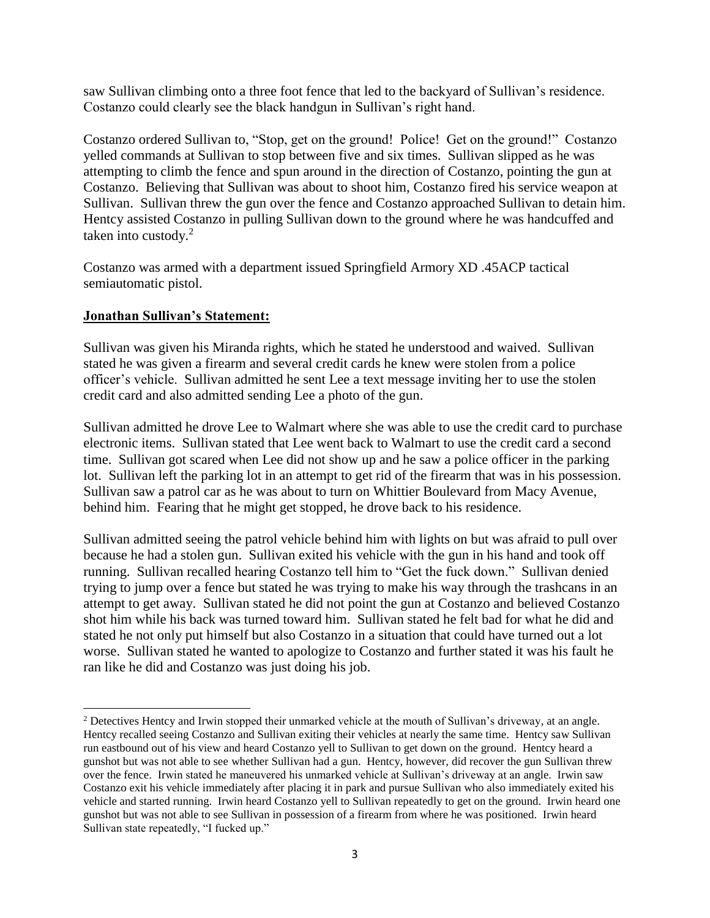saw Sullivan climbing onto a three foot fence that led to the backyard of Sullivan's residence. Costanzo could clearly see the black handgun in Sullivan's right hand.

Costanzo ordered Sullivan to, "Stop, get on the ground! Police! Get on the ground!" Costanzo yelled commands at Sullivan to stop between five and six times. Sullivan slipped as he was attempting to climb the fence and spun around in the direction of Costanzo, pointing the gun at Costanzo. Believing that Sullivan was about to shoot him, Costanzo fired his service weapon at Sullivan. Sullivan threw the gun over the fence and Costanzo approached Sullivan to detain him. Hentcy assisted Costanzo in pulling Sullivan down to the ground where he was handcuffed and taken into custody.[2]

Costanzo was armed with a department issued Springfield Armory XD .45ACP tactical semiautomatic pistol.

**Jonathan Sullivan's Statement:**

Sullivan was given his Miranda rights, which he stated he understood and waived. Sullivan stated he was given a firearm and several credit cards he knew were stolen from a police officer's vehicle. Sullivan admitted he sent Lee a text message inviting her to use the stolen credit card and also admitted sending Lee a photo of the gun.

Sullivan admitted he drove Lee to Walmart where she was able to use the credit card to purchase electronic items. Sullivan stated that Lee went back to Walmart to use the credit card a second time. Sullivan got scared when Lee did not show up and he saw a police officer in the parking lot. Sullivan left the parking lot in an attempt to get rid of the firearm that was in his possession. Sullivan saw a patrol car as he was about to turn on Whittier Boulevard from Macy Avenue, behind him. Fearing that he might get stopped, he drove back to his residence.

Sullivan admitted seeing the patrol vehicle behind him with lights on but was afraid to pull over because he had a stolen gun. Sullivan exited his vehicle with the gun in his hand and took off running. Sullivan recalled hearing Costanzo tell him to "Get the fuck down." Sullivan denied trying to jump over a fence but stated he was trying to make his way through the trashcans in an attempt to get away. Sullivan stated he did not point the gun at Costanzo and believed Costanzo shot him while his back was turned toward him. Sullivan stated he felt bad for what he did and stated he not only put himself but also Costanzo in a situation that could have turned out a lot worse. Sullivan stated he wanted to apologize to Costanzo and further stated it was his fault he ran like he did and Costanzo was just doing his job.

---

[2] Detectives Hentcy and Irwin stopped their unmarked vehicle at the mouth of Sullivan's driveway, at an angle. Hentcy recalled seeing Costanzo and Sullivan exiting their vehicles at nearly the same time. Hentcy saw Sullivan run eastbound out of his view and heard Costanzo yell to Sullivan to get down on the ground. Hentcy heard a gunshot but was not able to see whether Sullivan had a gun. Hentcy, however, did recover the gun Sullivan threw over the fence. Irwin stated he maneuvered his unmarked vehicle at Sullivan's driveway at an angle. Irwin saw Costanzo exit his vehicle immediately after placing it in park and pursue Sullivan who also immediately exited his vehicle and started running. Irwin heard Costanzo yell to Sullivan repeatedly to get on the ground. Irwin heard one gunshot but was not able to see Sullivan in possession of a firearm from where he was positioned. Irwin heard Sullivan state repeatedly, "I fucked up."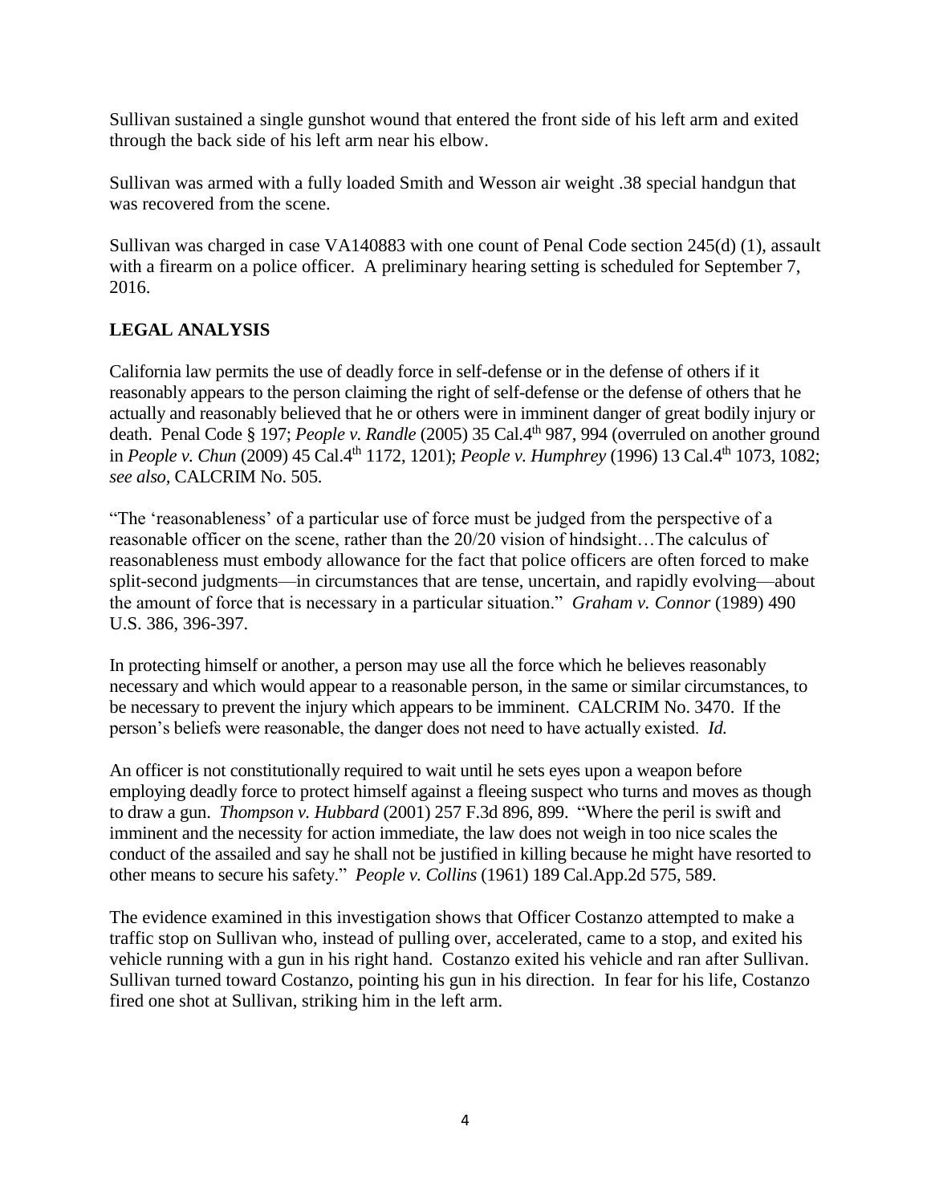Sullivan sustained a single gunshot wound that entered the front side of his left arm and exited through the back side of his left arm near his elbow.

Sullivan was armed with a fully loaded Smith and Wesson air weight .38 special handgun that was recovered from the scene.

Sullivan was charged in case VA140883 with one count of Penal Code section 245(d) (1), assault with a firearm on a police officer. A preliminary hearing setting is scheduled for September 7, 2016.

## LEGAL ANALYSIS

California law permits the use of deadly force in self-defense or in the defense of others if it reasonably appears to the person claiming the right of self-defense or the defense of others that he actually and reasonably believed that he or others were in imminent danger of great bodily injury or death. Penal Code § 197; *People v. Randle* (2005) 35 Cal.4th 987, 994 (overruled on another ground in *People v. Chun* (2009) 45 Cal.4th 1172, 1201); *People v. Humphrey* (1996) 13 Cal.4th 1073, 1082; *see also*, CALCRIM No. 505.

"The 'reasonableness' of a particular use of force must be judged from the perspective of a reasonable officer on the scene, rather than the 20/20 vision of hindsight…The calculus of reasonableness must embody allowance for the fact that police officers are often forced to make split-second judgments—in circumstances that are tense, uncertain, and rapidly evolving—about the amount of force that is necessary in a particular situation." *Graham v. Connor* (1989) 490 U.S. 386, 396-397.

In protecting himself or another, a person may use all the force which he believes reasonably necessary and which would appear to a reasonable person, in the same or similar circumstances, to be necessary to prevent the injury which appears to be imminent. CALCRIM No. 3470. If the person's beliefs were reasonable, the danger does not need to have actually existed. *Id.*

An officer is not constitutionally required to wait until he sets eyes upon a weapon before employing deadly force to protect himself against a fleeing suspect who turns and moves as though to draw a gun. *Thompson v. Hubbard* (2001) 257 F.3d 896, 899. "Where the peril is swift and imminent and the necessity for action immediate, the law does not weigh in too nice scales the conduct of the assailed and say he shall not be justified in killing because he might have resorted to other means to secure his safety." *People v. Collins* (1961) 189 Cal.App.2d 575, 589.

The evidence examined in this investigation shows that Officer Costanzo attempted to make a traffic stop on Sullivan who, instead of pulling over, accelerated, came to a stop, and exited his vehicle running with a gun in his right hand. Costanzo exited his vehicle and ran after Sullivan. Sullivan turned toward Costanzo, pointing his gun in his direction. In fear for his life, Costanzo fired one shot at Sullivan, striking him in the left arm.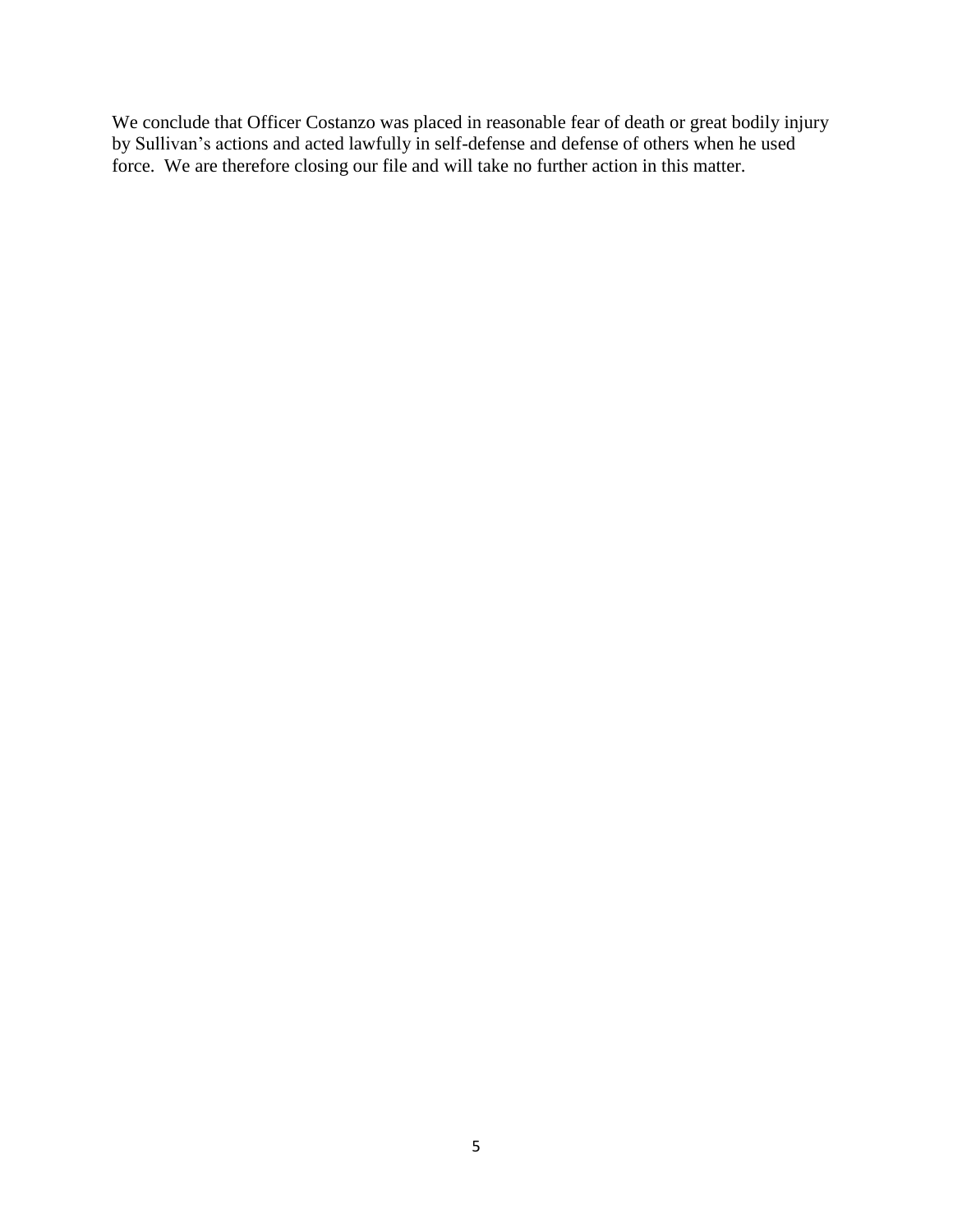We conclude that Officer Costanzo was placed in reasonable fear of death or great bodily injury by Sullivan's actions and acted lawfully in self-defense and defense of others when he used force. We are therefore closing our file and will take no further action in this matter.